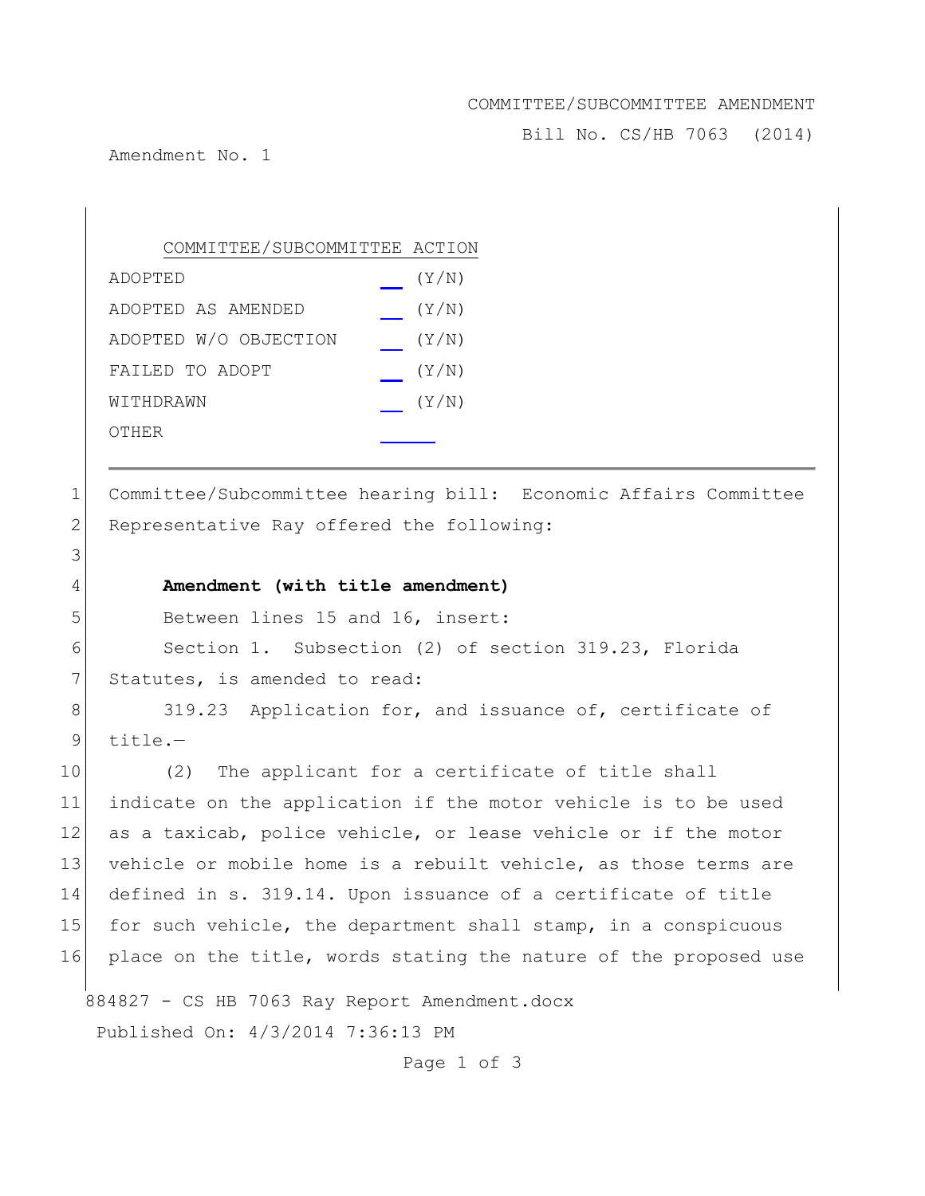COMMITTEE/SUBCOMMITTEE AMENDMENT

Bill No. CS/HB 7063 (2014)

Amendment No. 1

| COMMITTEE/SUBCOMMITTEE ACTION | |
|---|---|
| ADOPTED | ___ (Y/N) |
| ADOPTED AS AMENDED | ___ (Y/N) |
| ADOPTED W/O OBJECTION | ___ (Y/N) |
| FAILED TO ADOPT | ___ (Y/N) |
| WITHDRAWN | ___ (Y/N) |
| OTHER | ______ |

1 Committee/Subcommittee hearing bill: Economic Affairs Committee
2 Representative Ray offered the following:
3
4 **Amendment (with title amendment)**
5 Between lines 15 and 16, insert:
6 Section 1. Subsection (2) of section 319.23, Florida
7 Statutes, is amended to read:
8 319.23 Application for, and issuance of, certificate of
9 title.—
10 (2) The applicant for a certificate of title shall
11 indicate on the application if the motor vehicle is to be used
12 as a taxicab, police vehicle, or lease vehicle or if the motor
13 vehicle or mobile home is a rebuilt vehicle, as those terms are
14 defined in s. 319.14. Upon issuance of a certificate of title
15 for such vehicle, the department shall stamp, in a conspicuous
16 place on the title, words stating the nature of the proposed use

884827 - CS HB 7063 Ray Report Amendment.docx

Published On: 4/3/2014 7:36:13 PM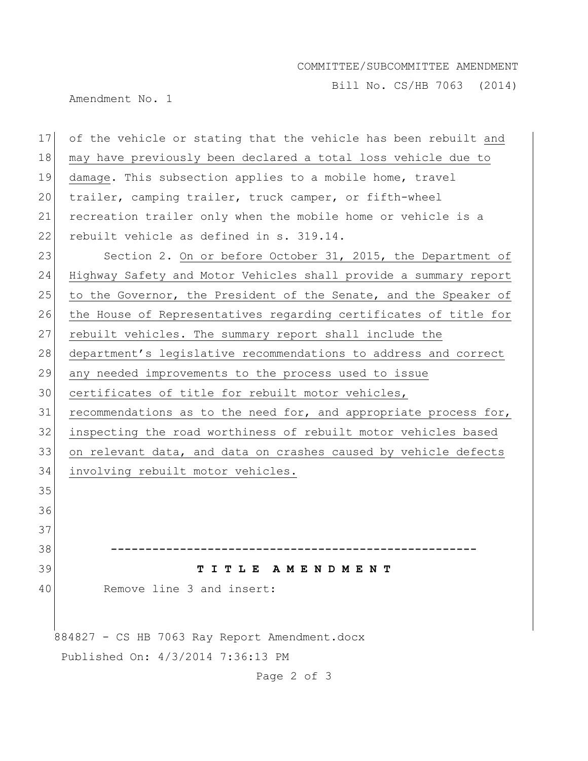of the vehicle or stating that the vehicle has been rebuilt and may have previously been declared a total loss vehicle due to damage. This subsection applies to a mobile home, travel trailer, camping trailer, truck camper, or fifth-wheel recreation trailer only when the mobile home or vehicle is a rebuilt vehicle as defined in s. 319.14.

Section 2. On or before October 31, 2015, the Department of Highway Safety and Motor Vehicles shall provide a summary report to the Governor, the President of the Senate, and the Speaker of the House of Representatives regarding certificates of title for rebuilt vehicles. The summary report shall include the department's legislative recommendations to address and correct any needed improvements to the process used to issue certificates of title for rebuilt motor vehicles, recommendations as to the need for, and appropriate process for, inspecting the road worthiness of rebuilt motor vehicles based on relevant data, and data on crashes caused by vehicle defects involving rebuilt motor vehicles.

-----------------------------------------------------

**T I T L E A M E N D M E N T**

Remove line 3 and insert:

884827 - CS HB 7063 Ray Report Amendment.docx

Published On: 4/3/2014 7:36:13 PM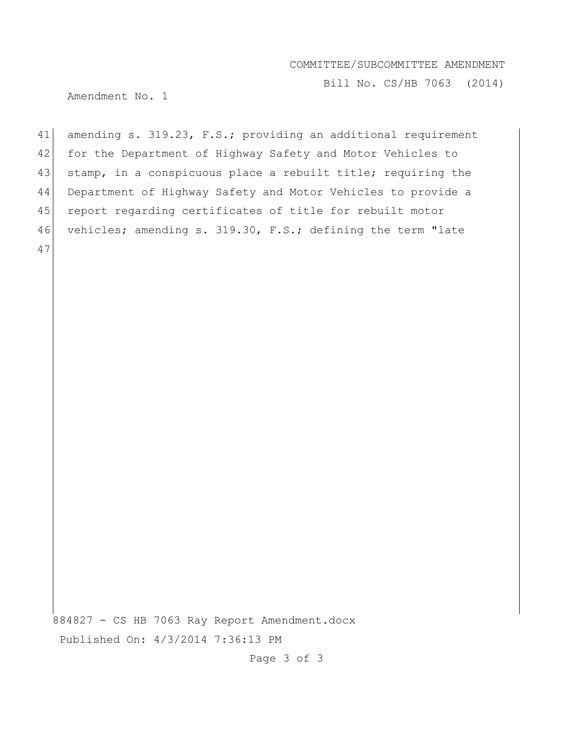COMMITTEE/SUBCOMMITTEE AMENDMENT

Bill No. CS/HB 7063 (2014)

Amendment No. 1

41 amending s. 319.23, F.S.; providing an additional requirement
42 for the Department of Highway Safety and Motor Vehicles to
43 stamp, in a conspicuous place a rebuilt title; requiring the
44 Department of Highway Safety and Motor Vehicles to provide a
45 report regarding certificates of title for rebuilt motor
46 vehicles; amending s. 319.30, F.S.; defining the term "late
47

884827 - CS HB 7063 Ray Report Amendment.docx

Published On: 4/3/2014 7:36:13 PM